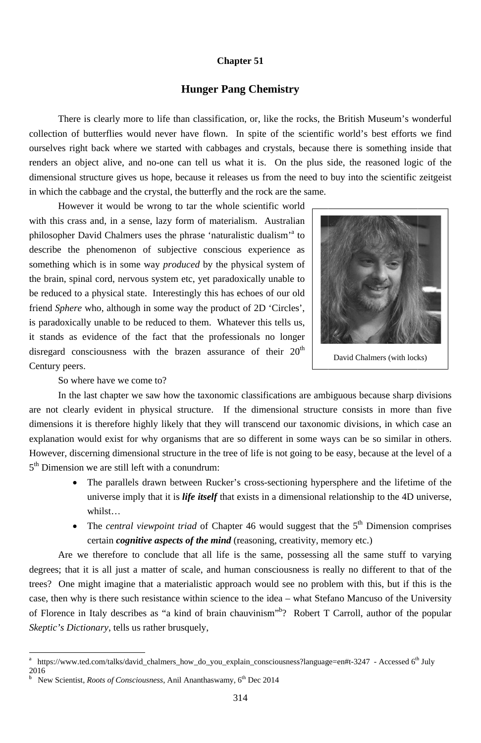## Chapter 51

# Hunger Pang Chemistry

There is clearly more to life than classification, or, like the rocks, the British Museum's wonderful collection of butterflies would never have flown. In spite of the scientific world's best efforts we find ourselves right back where we started with cabbages and crystals, because there is something inside that renders an object alive, and no-one can tell us what it is. On the plus side, the reasoned logic of the dimensional structure gives us hope, because it releases us from the need to buy into the scientific zeitgeist in which the cabbage and the crystal, the butterfly and the rock are the same.

However it would be wrong to tar the whole scientific world with this crass and, in a sense, lazy form of materialism. Australian philosopher David Chalmers uses the phrase 'naturalistic dualism'[a] to describe the phenomenon of subjective conscious experience as something which is in some way *produced* by the physical system of the brain, spinal cord, nervous system etc, yet paradoxically unable to be reduced to a physical state. Interestingly this has echoes of our old friend *Sphere* who, although in some way the product of 2D 'Circles', is paradoxically unable to be reduced to them. Whatever this tells us, it stands as evidence of the fact that the professionals no longer disregard consciousness with the brazen assurance of their 20th Century peers.

David Chalmers (with locks)

So where have we come to?

In the last chapter we saw how the taxonomic classifications are ambiguous because sharp divisions are not clearly evident in physical structure. If the dimensional structure consists in more than five dimensions it is therefore highly likely that they will transcend our taxonomic divisions, in which case an explanation would exist for why organisms that are so different in some ways can be so similar in others. However, discerning dimensional structure in the tree of life is not going to be easy, because at the level of a 5th Dimension we are still left with a conundrum:

- The parallels drawn between Rucker's cross-sectioning hypersphere and the lifetime of the universe imply that it is ***life itself*** that exists in a dimensional relationship to the 4D universe, whilst…
- The *central viewpoint triad* of Chapter 46 would suggest that the 5th Dimension comprises certain ***cognitive aspects of the mind*** (reasoning, creativity, memory etc.)

Are we therefore to conclude that all life is the same, possessing all the same stuff to varying degrees; that it is all just a matter of scale, and human consciousness is really no different to that of the trees? One might imagine that a materialistic approach would see no problem with this, but if this is the case, then why is there such resistance within science to the idea – what Stefano Mancuso of the University of Florence in Italy describes as "a kind of brain chauvinism"[b]? Robert T Carroll, author of the popular *Skeptic's Dictionary*, tells us rather brusquely,

---

[a] https://www.ted.com/talks/david_chalmers_how_do_you_explain_consciousness?language=en#t-3247 - Accessed 6th July 2016

[b] New Scientist, *Roots of Consciousness*, Anil Ananthaswamy, 6th Dec 2014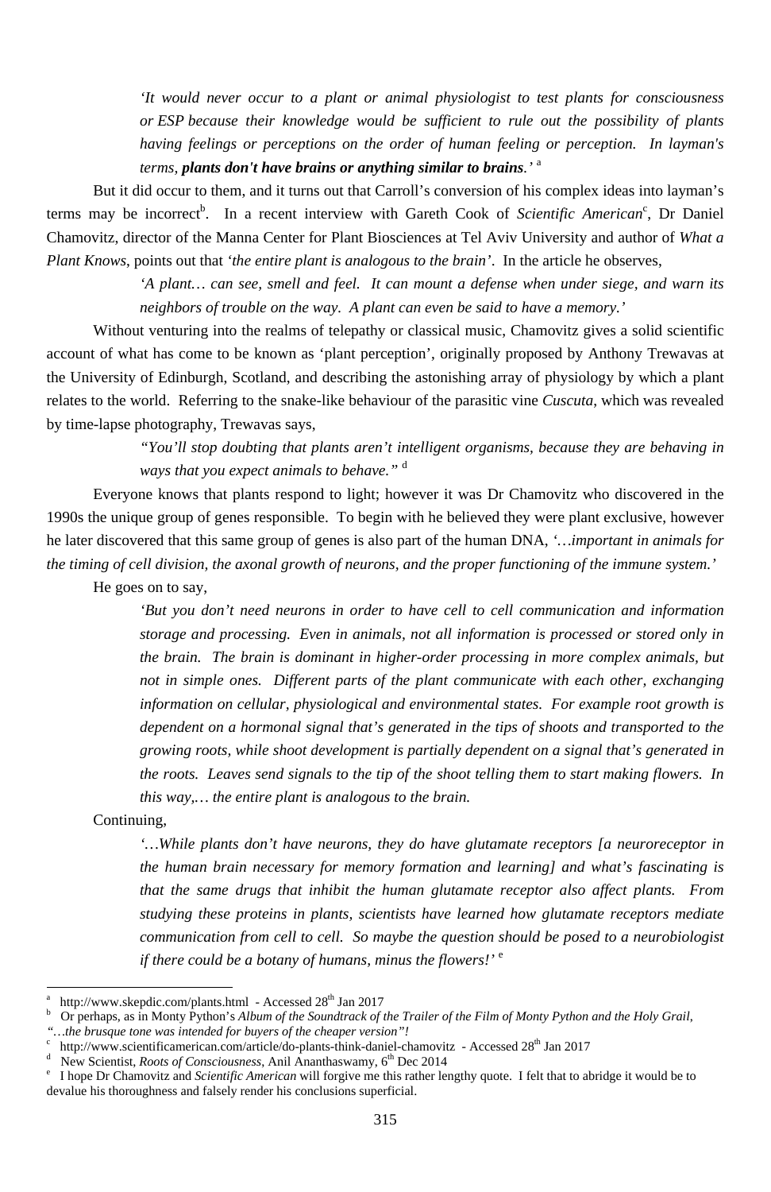> *'It would never occur to a plant or animal physiologist to test plants for consciousness or ESP because their knowledge would be sufficient to rule out the possibility of plants having feelings or perceptions on the order of human feeling or perception. In layman's terms,* ***plants don't have brains or anything similar to brains****.'* [a]

But it did occur to them, and it turns out that Carroll's conversion of his complex ideas into layman's terms may be incorrect[b]. In a recent interview with Gareth Cook of *Scientific American*[c], Dr Daniel Chamovitz, director of the Manna Center for Plant Biosciences at Tel Aviv University and author of *What a Plant Knows*, points out that *'the entire plant is analogous to the brain'*. In the article he observes,

> *'A plant… can see, smell and feel. It can mount a defense when under siege, and warn its neighbors of trouble on the way. A plant can even be said to have a memory.'*

Without venturing into the realms of telepathy or classical music, Chamovitz gives a solid scientific account of what has come to be known as 'plant perception', originally proposed by Anthony Trewavas at the University of Edinburgh, Scotland, and describing the astonishing array of physiology by which a plant relates to the world. Referring to the snake-like behaviour of the parasitic vine *Cuscuta*, which was revealed by time-lapse photography, Trewavas says,

> *"You'll stop doubting that plants aren't intelligent organisms, because they are behaving in ways that you expect animals to behave."* [d]

Everyone knows that plants respond to light; however it was Dr Chamovitz who discovered in the 1990s the unique group of genes responsible. To begin with he believed they were plant exclusive, however he later discovered that this same group of genes is also part of the human DNA, *'…important in animals for the timing of cell division, the axonal growth of neurons, and the proper functioning of the immune system.'*

He goes on to say,

> *'But you don't need neurons in order to have cell to cell communication and information storage and processing. Even in animals, not all information is processed or stored only in the brain. The brain is dominant in higher-order processing in more complex animals, but not in simple ones. Different parts of the plant communicate with each other, exchanging information on cellular, physiological and environmental states. For example root growth is dependent on a hormonal signal that's generated in the tips of shoots and transported to the growing roots, while shoot development is partially dependent on a signal that's generated in the roots. Leaves send signals to the tip of the shoot telling them to start making flowers. In this way,… the entire plant is analogous to the brain.*

Continuing,

> *'…While plants don't have neurons, they do have glutamate receptors [a neuroreceptor in the human brain necessary for memory formation and learning] and what's fascinating is that the same drugs that inhibit the human glutamate receptor also affect plants. From studying these proteins in plants, scientists have learned how glutamate receptors mediate communication from cell to cell. So maybe the question should be posed to a neurobiologist if there could be a botany of humans, minus the flowers!'* [e]

---

[a] http://www.skepdic.com/plants.html - Accessed 28th Jan 2017

[b] Or perhaps, as in Monty Python's *Album of the Soundtrack of the Trailer of the Film of Monty Python and the Holy Grail, "…the brusque tone was intended for buyers of the cheaper version"!*

[c] http://www.scientificamerican.com/article/do-plants-think-daniel-chamovitz - Accessed 28th Jan 2017

[d] New Scientist, *Roots of Consciousness*, Anil Ananthaswamy, 6th Dec 2014

[e] I hope Dr Chamovitz and *Scientific American* will forgive me this rather lengthy quote. I felt that to abridge it would be to devalue his thoroughness and falsely render his conclusions superficial.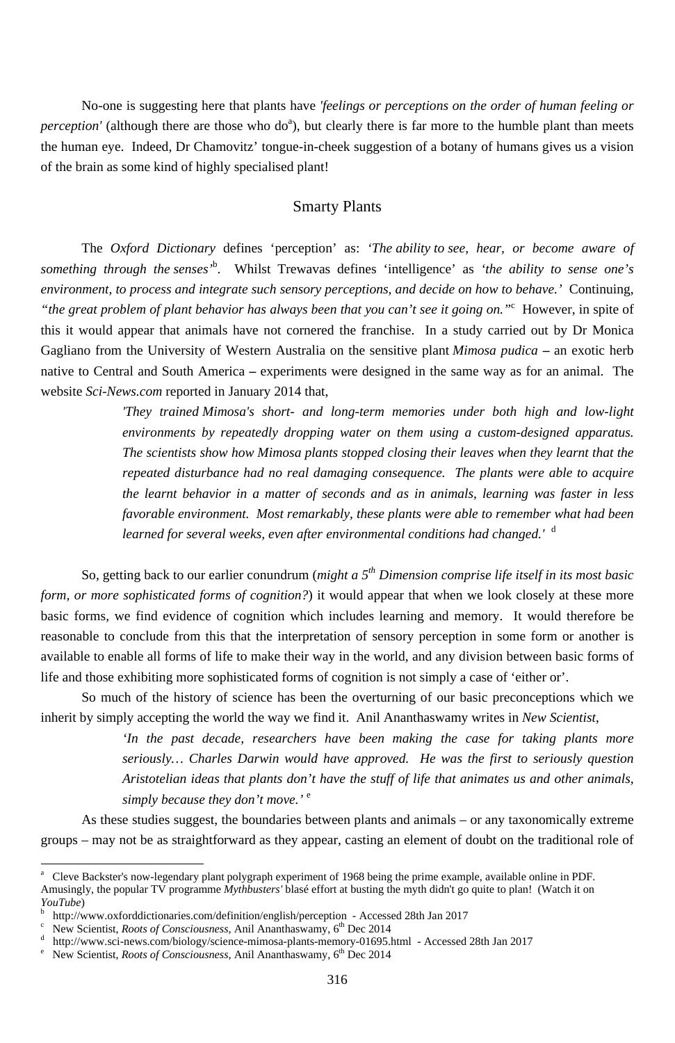No-one is suggesting here that plants have *'feelings or perceptions on the order of human feeling or perception'* (although there are those who do[a]), but clearly there is far more to the humble plant than meets the human eye. Indeed, Dr Chamovitz' tongue-in-cheek suggestion of a botany of humans gives us a vision of the brain as some kind of highly specialised plant!

## Smarty Plants

The *Oxford Dictionary* defines 'perception' as: *'The ability to see, hear, or become aware of something through the senses'*[b]. Whilst Trewavas defines 'intelligence' as *'the ability to sense one's environment, to process and integrate such sensory perceptions, and decide on how to behave.'* Continuing, *"the great problem of plant behavior has always been that you can't see it going on."*[c] However, in spite of this it would appear that animals have not cornered the franchise. In a study carried out by Dr Monica Gagliano from the University of Western Australia on the sensitive plant *Mimosa pudica* – an exotic herb native to Central and South America – experiments were designed in the same way as for an animal. The website *Sci-News.com* reported in January 2014 that,

> *'They trained Mimosa's short- and long-term memories under both high and low-light environments by repeatedly dropping water on them using a custom-designed apparatus. The scientists show how Mimosa plants stopped closing their leaves when they learnt that the repeated disturbance had no real damaging consequence. The plants were able to acquire the learnt behavior in a matter of seconds and as in animals, learning was faster in less favorable environment. Most remarkably, these plants were able to remember what had been learned for several weeks, even after environmental conditions had changed.'* [d]

So, getting back to our earlier conundrum (*might a 5th Dimension comprise life itself in its most basic form, or more sophisticated forms of cognition?*) it would appear that when we look closely at these more basic forms, we find evidence of cognition which includes learning and memory. It would therefore be reasonable to conclude from this that the interpretation of sensory perception in some form or another is available to enable all forms of life to make their way in the world, and any division between basic forms of life and those exhibiting more sophisticated forms of cognition is not simply a case of 'either or'.

So much of the history of science has been the overturning of our basic preconceptions which we inherit by simply accepting the world the way we find it. Anil Ananthaswamy writes in *New Scientist*,

> *'In the past decade, researchers have been making the case for taking plants more seriously… Charles Darwin would have approved. He was the first to seriously question Aristotelian ideas that plants don't have the stuff of life that animates us and other animals, simply because they don't move.'* [e]

As these studies suggest, the boundaries between plants and animals – or any taxonomically extreme groups – may not be as straightforward as they appear, casting an element of doubt on the traditional role of

---

[a] Cleve Backster's now-legendary plant polygraph experiment of 1968 being the prime example, available online in PDF. Amusingly, the popular TV programme *Mythbusters'* blasé effort at busting the myth didn't go quite to plan! (Watch it on *YouTube*)

[b] http://www.oxforddictionaries.com/definition/english/perception - Accessed 28th Jan 2017

[c] New Scientist, *Roots of Consciousness*, Anil Ananthaswamy, 6th Dec 2014

[d] http://www.sci-news.com/biology/science-mimosa-plants-memory-01695.html - Accessed 28th Jan 2017

[e] New Scientist, *Roots of Consciousness*, Anil Ananthaswamy, 6th Dec 2014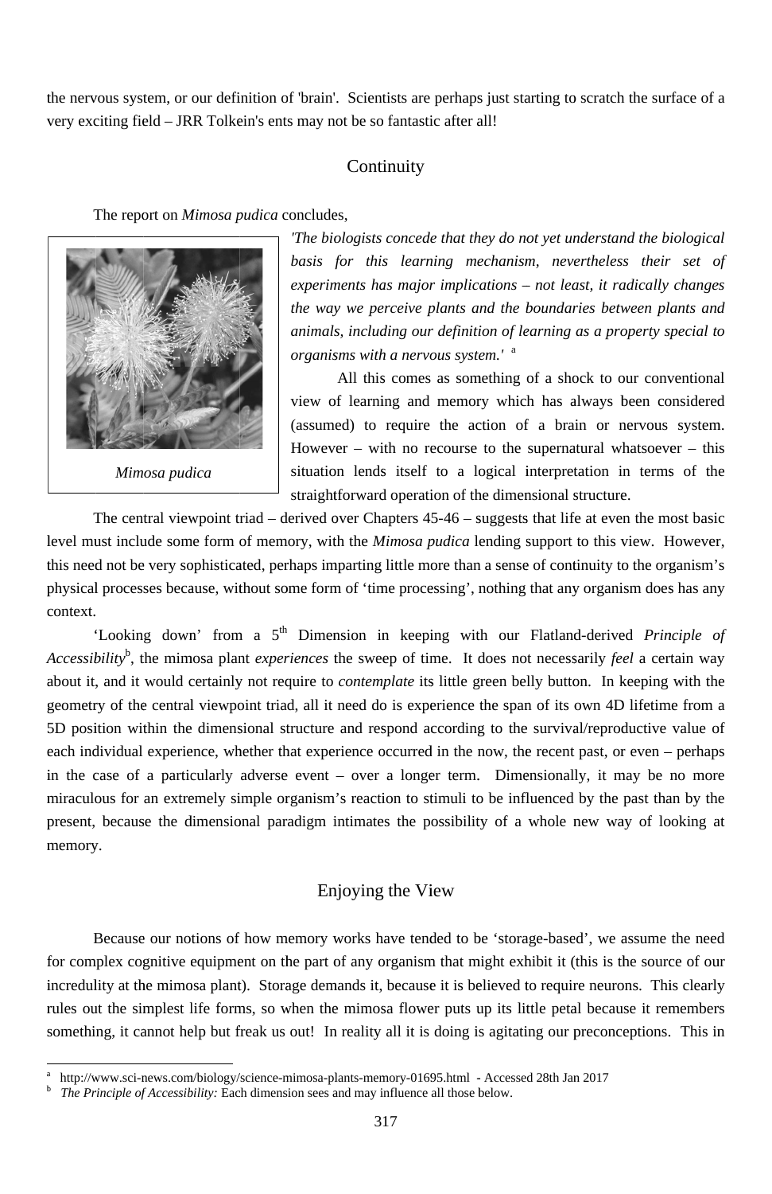the nervous system, or our definition of 'brain'. Scientists are perhaps just starting to scratch the surface of a very exciting field – JRR Tolkein's ents may not be so fantastic after all!

## Continuity

The report on *Mimosa pudica* concludes,

*'The biologists concede that they do not yet understand the biological basis for this learning mechanism, nevertheless their set of experiments has major implications – not least, it radically changes the way we perceive plants and the boundaries between plants and animals, including our definition of learning as a property special to organisms with a nervous system.'* [a]

*Mimosa pudica*

All this comes as something of a shock to our conventional view of learning and memory which has always been considered (assumed) to require the action of a brain or nervous system. However – with no recourse to the supernatural whatsoever – this situation lends itself to a logical interpretation in terms of the straightforward operation of the dimensional structure.

The central viewpoint triad – derived over Chapters 45-46 – suggests that life at even the most basic level must include some form of memory, with the *Mimosa pudica* lending support to this view. However, this need not be very sophisticated, perhaps imparting little more than a sense of continuity to the organism's physical processes because, without some form of 'time processing', nothing that any organism does has any context.

'Looking down' from a 5th Dimension in keeping with our Flatland-derived *Principle of Accessibility*[b], the mimosa plant *experiences* the sweep of time. It does not necessarily *feel* a certain way about it, and it would certainly not require to *contemplate* its little green belly button. In keeping with the geometry of the central viewpoint triad, all it need do is experience the span of its own 4D lifetime from a 5D position within the dimensional structure and respond according to the survival/reproductive value of each individual experience, whether that experience occurred in the now, the recent past, or even – perhaps in the case of a particularly adverse event – over a longer term. Dimensionally, it may be no more miraculous for an extremely simple organism's reaction to stimuli to be influenced by the past than by the present, because the dimensional paradigm intimates the possibility of a whole new way of looking at memory.

## Enjoying the View

Because our notions of how memory works have tended to be 'storage-based', we assume the need for complex cognitive equipment on the part of any organism that might exhibit it (this is the source of our incredulity at the mimosa plant). Storage demands it, because it is believed to require neurons. This clearly rules out the simplest life forms, so when the mimosa flower puts up its little petal because it remembers something, it cannot help but freak us out! In reality all it is doing is agitating our preconceptions. This in

---

[a] http://www.sci-news.com/biology/science-mimosa-plants-memory-01695.html - Accessed 28th Jan 2017

[b] *The Principle of Accessibility:* Each dimension sees and may influence all those below.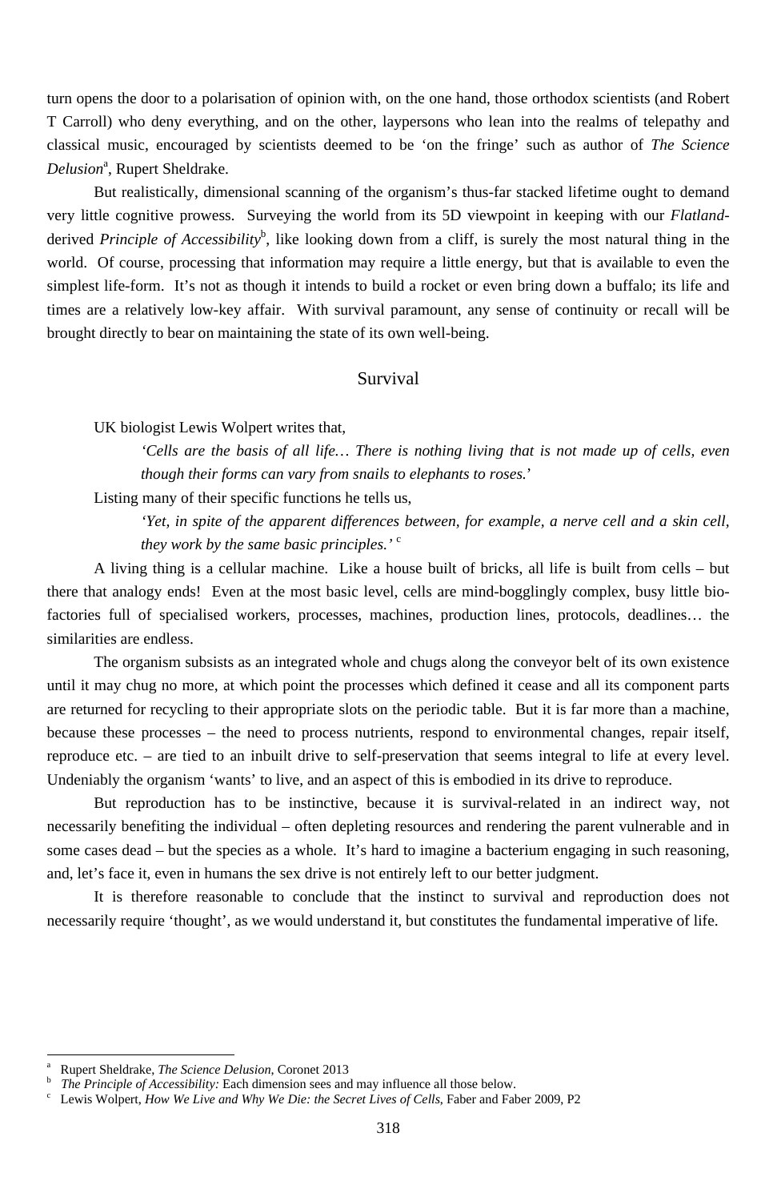turn opens the door to a polarisation of opinion with, on the one hand, those orthodox scientists (and Robert T Carroll) who deny everything, and on the other, laypersons who lean into the realms of telepathy and classical music, encouraged by scientists deemed to be 'on the fringe' such as author of *The Science Delusion*[a], Rupert Sheldrake.

But realistically, dimensional scanning of the organism's thus-far stacked lifetime ought to demand very little cognitive prowess. Surveying the world from its 5D viewpoint in keeping with our *Flatland*-derived *Principle of Accessibility*[b], like looking down from a cliff, is surely the most natural thing in the world. Of course, processing that information may require a little energy, but that is available to even the simplest life-form. It's not as though it intends to build a rocket or even bring down a buffalo; its life and times are a relatively low-key affair. With survival paramount, any sense of continuity or recall will be brought directly to bear on maintaining the state of its own well-being.

## Survival

UK biologist Lewis Wolpert writes that,

> *'Cells are the basis of all life… There is nothing living that is not made up of cells, even though their forms can vary from snails to elephants to roses.'*

Listing many of their specific functions he tells us,

> *'Yet, in spite of the apparent differences between, for example, a nerve cell and a skin cell, they work by the same basic principles.'* [c]

A living thing is a cellular machine. Like a house built of bricks, all life is built from cells – but there that analogy ends! Even at the most basic level, cells are mind-bogglingly complex, busy little bio-factories full of specialised workers, processes, machines, production lines, protocols, deadlines… the similarities are endless.

The organism subsists as an integrated whole and chugs along the conveyor belt of its own existence until it may chug no more, at which point the processes which defined it cease and all its component parts are returned for recycling to their appropriate slots on the periodic table. But it is far more than a machine, because these processes – the need to process nutrients, respond to environmental changes, repair itself, reproduce etc. – are tied to an inbuilt drive to self-preservation that seems integral to life at every level. Undeniably the organism 'wants' to live, and an aspect of this is embodied in its drive to reproduce.

But reproduction has to be instinctive, because it is survival-related in an indirect way, not necessarily benefiting the individual – often depleting resources and rendering the parent vulnerable and in some cases dead – but the species as a whole. It's hard to imagine a bacterium engaging in such reasoning, and, let's face it, even in humans the sex drive is not entirely left to our better judgment.

It is therefore reasonable to conclude that the instinct to survival and reproduction does not necessarily require 'thought', as we would understand it, but constitutes the fundamental imperative of life.

---

[a] Rupert Sheldrake, *The Science Delusion*, Coronet 2013

[b] *The Principle of Accessibility:* Each dimension sees and may influence all those below.

[c] Lewis Wolpert, *How We Live and Why We Die: the Secret Lives of Cells*, Faber and Faber 2009, P2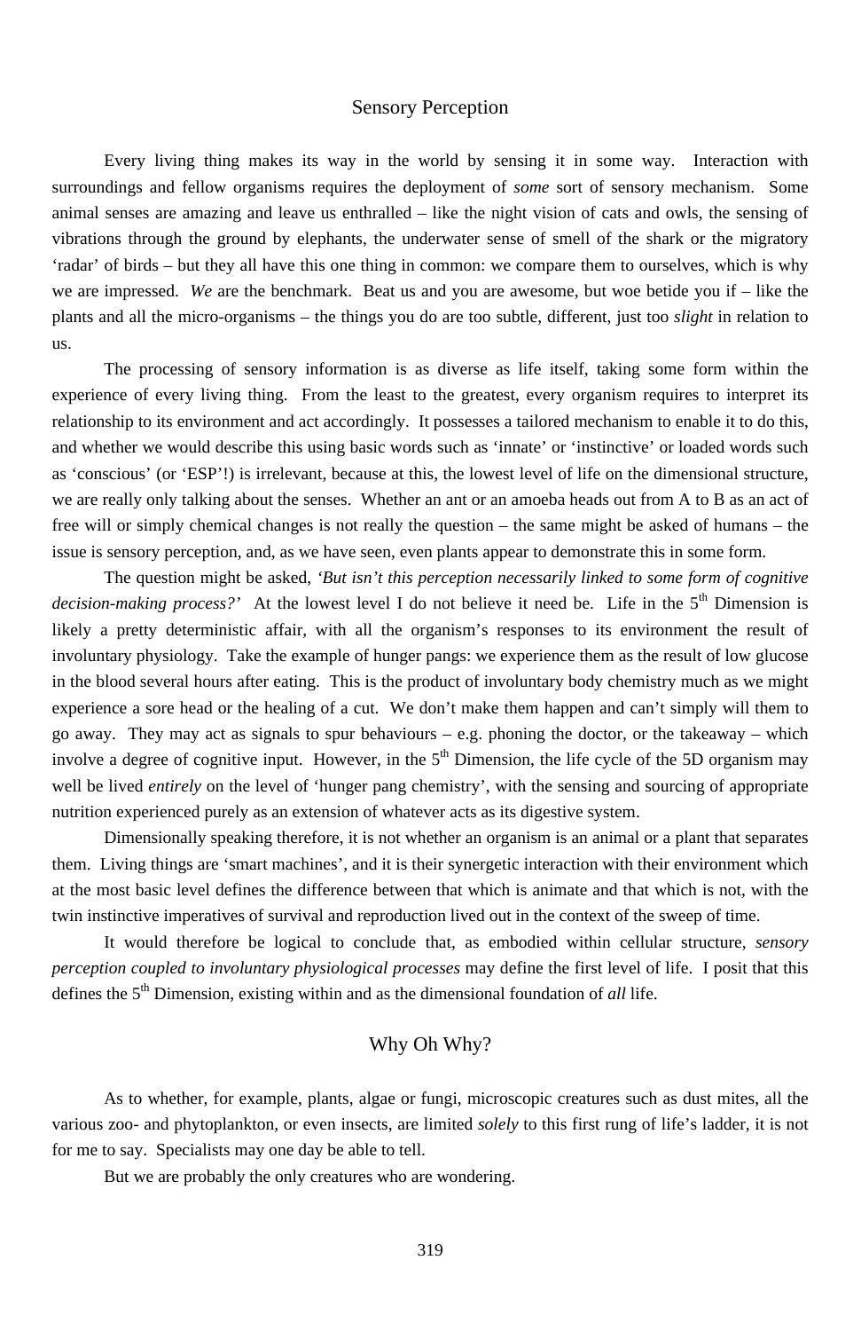## Sensory Perception

Every living thing makes its way in the world by sensing it in some way. Interaction with surroundings and fellow organisms requires the deployment of *some* sort of sensory mechanism. Some animal senses are amazing and leave us enthralled – like the night vision of cats and owls, the sensing of vibrations through the ground by elephants, the underwater sense of smell of the shark or the migratory 'radar' of birds – but they all have this one thing in common: we compare them to ourselves, which is why we are impressed. *We* are the benchmark. Beat us and you are awesome, but woe betide you if – like the plants and all the micro-organisms – the things you do are too subtle, different, just too *slight* in relation to us.

The processing of sensory information is as diverse as life itself, taking some form within the experience of every living thing. From the least to the greatest, every organism requires to interpret its relationship to its environment and act accordingly. It possesses a tailored mechanism to enable it to do this, and whether we would describe this using basic words such as 'innate' or 'instinctive' or loaded words such as 'conscious' (or 'ESP'!) is irrelevant, because at this, the lowest level of life on the dimensional structure, we are really only talking about the senses. Whether an ant or an amoeba heads out from A to B as an act of free will or simply chemical changes is not really the question – the same might be asked of humans – the issue is sensory perception, and, as we have seen, even plants appear to demonstrate this in some form.

The question might be asked, *'But isn't this perception necessarily linked to some form of cognitive decision-making process?'* At the lowest level I do not believe it need be. Life in the 5th Dimension is likely a pretty deterministic affair, with all the organism's responses to its environment the result of involuntary physiology. Take the example of hunger pangs: we experience them as the result of low glucose in the blood several hours after eating. This is the product of involuntary body chemistry much as we might experience a sore head or the healing of a cut. We don't make them happen and can't simply will them to go away. They may act as signals to spur behaviours – e.g. phoning the doctor, or the takeaway – which involve a degree of cognitive input. However, in the 5th Dimension, the life cycle of the 5D organism may well be lived *entirely* on the level of 'hunger pang chemistry', with the sensing and sourcing of appropriate nutrition experienced purely as an extension of whatever acts as its digestive system.

Dimensionally speaking therefore, it is not whether an organism is an animal or a plant that separates them. Living things are 'smart machines', and it is their synergetic interaction with their environment which at the most basic level defines the difference between that which is animate and that which is not, with the twin instinctive imperatives of survival and reproduction lived out in the context of the sweep of time.

It would therefore be logical to conclude that, as embodied within cellular structure, *sensory perception coupled to involuntary physiological processes* may define the first level of life. I posit that this defines the 5th Dimension, existing within and as the dimensional foundation of *all* life.

## Why Oh Why?

As to whether, for example, plants, algae or fungi, microscopic creatures such as dust mites, all the various zoo- and phytoplankton, or even insects, are limited *solely* to this first rung of life's ladder, it is not for me to say. Specialists may one day be able to tell.

But we are probably the only creatures who are wondering.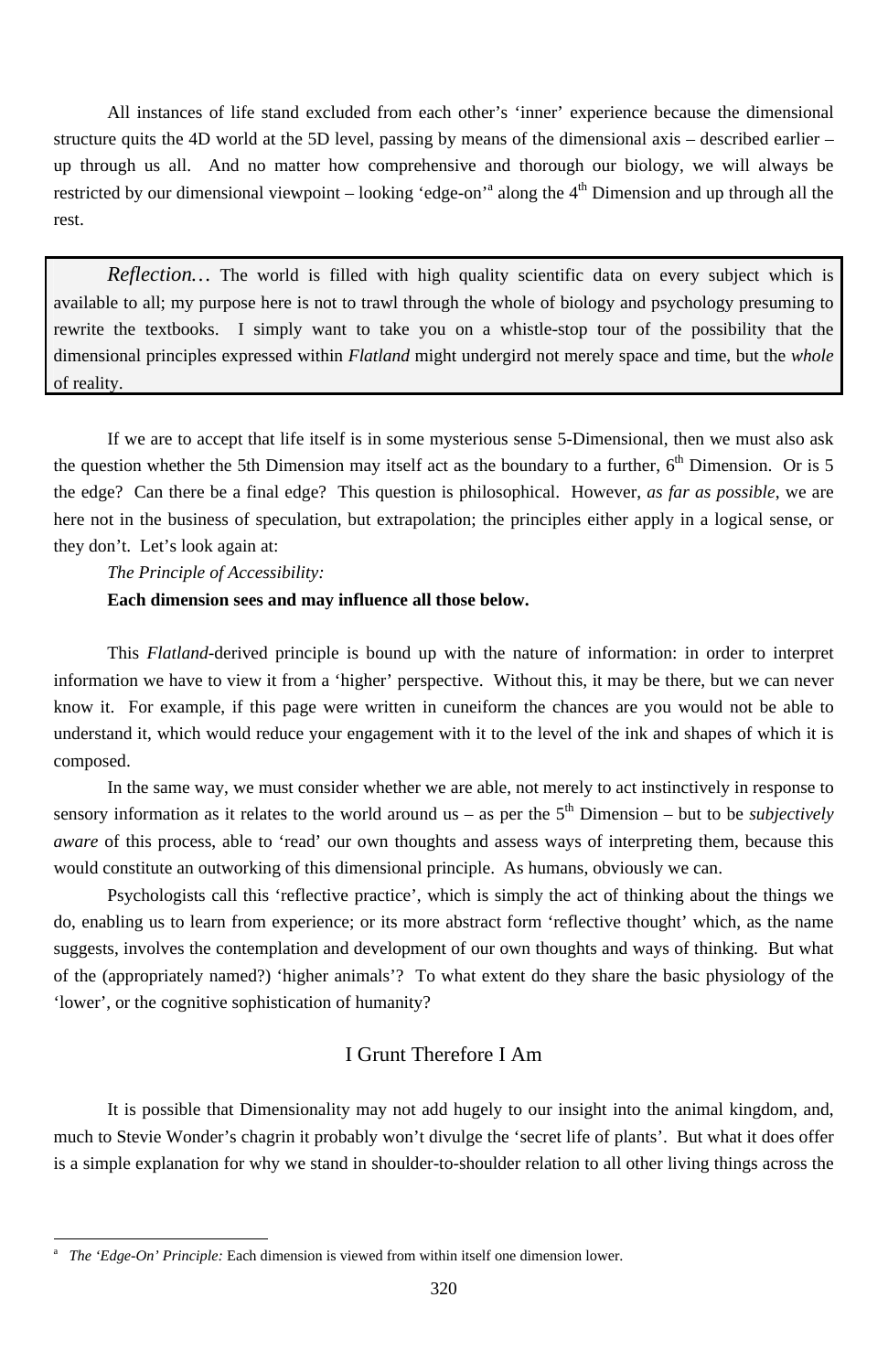All instances of life stand excluded from each other's 'inner' experience because the dimensional structure quits the 4D world at the 5D level, passing by means of the dimensional axis – described earlier – up through us all. And no matter how comprehensive and thorough our biology, we will always be restricted by our dimensional viewpoint – looking 'edge-on'[a] along the 4th Dimension and up through all the rest.

> *Reflection…* The world is filled with high quality scientific data on every subject which is available to all; my purpose here is not to trawl through the whole of biology and psychology presuming to rewrite the textbooks. I simply want to take you on a whistle-stop tour of the possibility that the dimensional principles expressed within *Flatland* might undergird not merely space and time, but the *whole* of reality.

If we are to accept that life itself is in some mysterious sense 5-Dimensional, then we must also ask the question whether the 5th Dimension may itself act as the boundary to a further, 6th Dimension. Or is 5 the edge? Can there be a final edge? This question is philosophical. However, *as far as possible*, we are here not in the business of speculation, but extrapolation; the principles either apply in a logical sense, or they don't. Let's look again at:

*The Principle of Accessibility:*

**Each dimension sees and may influence all those below.**

This *Flatland*-derived principle is bound up with the nature of information: in order to interpret information we have to view it from a 'higher' perspective. Without this, it may be there, but we can never know it. For example, if this page were written in cuneiform the chances are you would not be able to understand it, which would reduce your engagement with it to the level of the ink and shapes of which it is composed.

In the same way, we must consider whether we are able, not merely to act instinctively in response to sensory information as it relates to the world around us – as per the 5th Dimension – but to be *subjectively aware* of this process, able to 'read' our own thoughts and assess ways of interpreting them, because this would constitute an outworking of this dimensional principle. As humans, obviously we can.

Psychologists call this 'reflective practice', which is simply the act of thinking about the things we do, enabling us to learn from experience; or its more abstract form 'reflective thought' which, as the name suggests, involves the contemplation and development of our own thoughts and ways of thinking. But what of the (appropriately named?) 'higher animals'? To what extent do they share the basic physiology of the 'lower', or the cognitive sophistication of humanity?

## I Grunt Therefore I Am

It is possible that Dimensionality may not add hugely to our insight into the animal kingdom, and, much to Stevie Wonder's chagrin it probably won't divulge the 'secret life of plants'. But what it does offer is a simple explanation for why we stand in shoulder-to-shoulder relation to all other living things across the

---

[a] *The 'Edge-On' Principle:* Each dimension is viewed from within itself one dimension lower.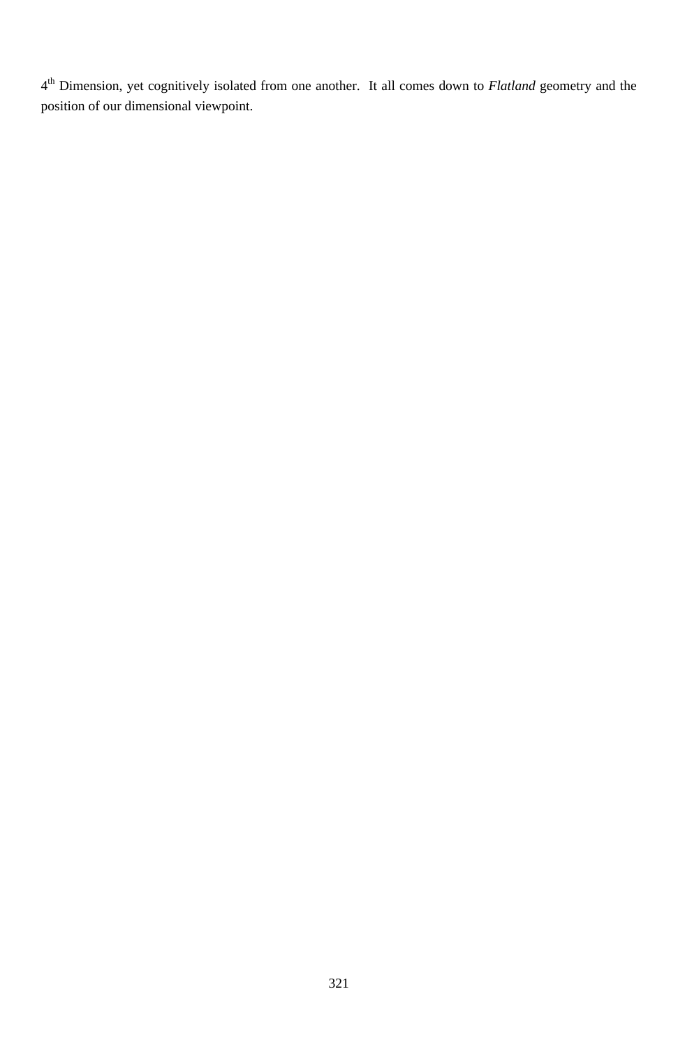4th Dimension, yet cognitively isolated from one another. It all comes down to *Flatland* geometry and the position of our dimensional viewpoint.